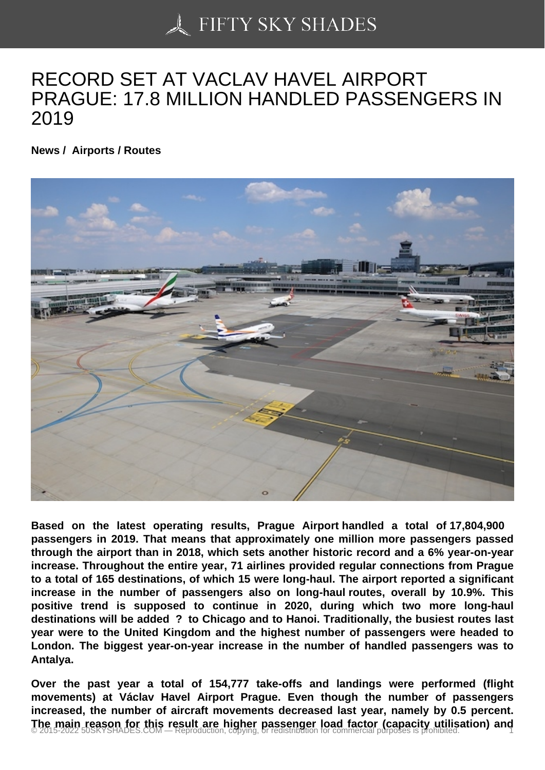# RECORD SET AT VACLAV HAVEL AIRPORT PRAGUE: 17.8 MILLION HANDLED PASSENGERS IN 2019

**News / Airports / Routes**

**Based on the latest operating results, Prague Airport handled a total of 17,804,900 passengers in 2019. That means that approximately one million more passengers passed through the airport than in 2018, which sets another historic record and a 6% year-on-year increase. Throughout the entire year, 71 airlines provided regular connections from Prague to a total of 165 destinations, of which 15 were long-haul. The airport reported a significant increase in the number of passengers also on long-haul routes, overall by 10.9%. This positive trend is supposed to continue in 2020, during which two more long-haul destinations will be added ? to Chicago and to Hanoi. Traditionally, the busiest routes last year were to the United Kingdom and the highest number of passengers were headed to London. The biggest year-on-year increase in the number of handled passengers was to Antalya.**

**Over the past year a total of 154,777 take-offs and landings were performed (flight movements) at Václav Havel Airport Prague. Even though the number of passengers increased, the number of aircraft movements decreased last year, namely by 0.5 percent. The main reason for this result are higher passenger load factor (capacity utilisation) and**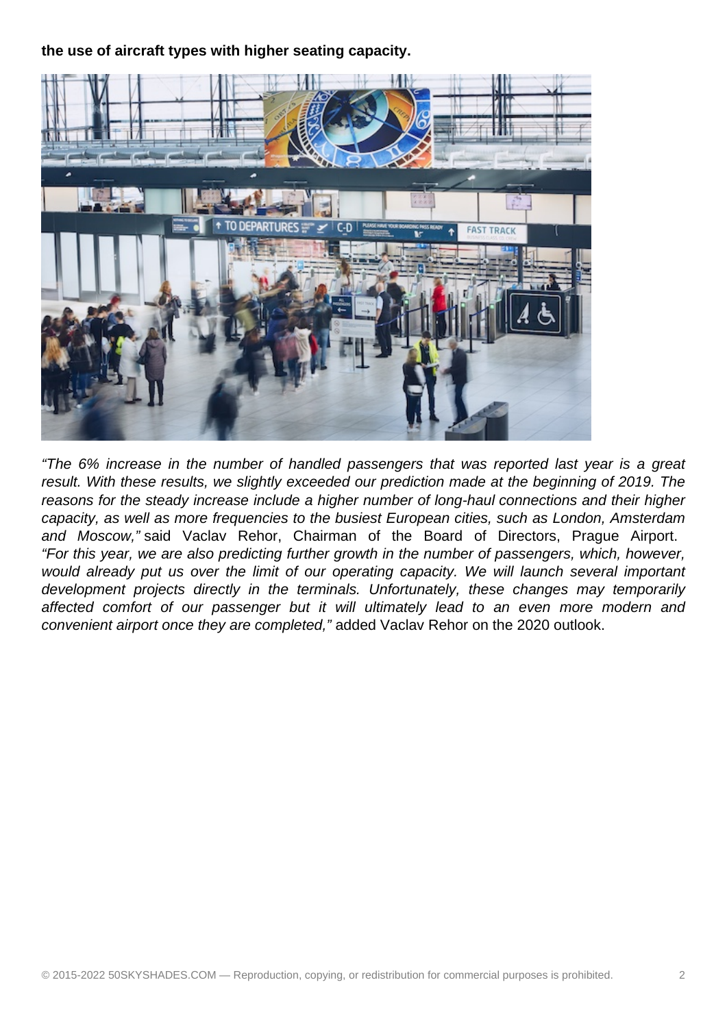**the use of aircraft types with higher seating capacity.**

*“The 6% increase in the number of handled passengers that was reported last year is a great result. With these results, we slightly exceeded our prediction made at the beginning of 2019. The reasons for the steady increase include a higher number of long-haul connections and their higher capacity, as well as more frequencies to the busiest European cities, such as London, Amsterdam and Moscow,”* said Vaclav Rehor, Chairman of the Board of Directors, Prague Airport. *“For this year, we are also predicting further growth in the number of passengers, which, however, would already put us over the limit of our operating capacity. We will launch several important development projects directly in the terminals. Unfortunately, these changes may temporarily affected comfort of our passenger but it will ultimately lead to an even more modern and convenient airport once they are completed,”* added Vaclav Rehor on the 2020 outlook.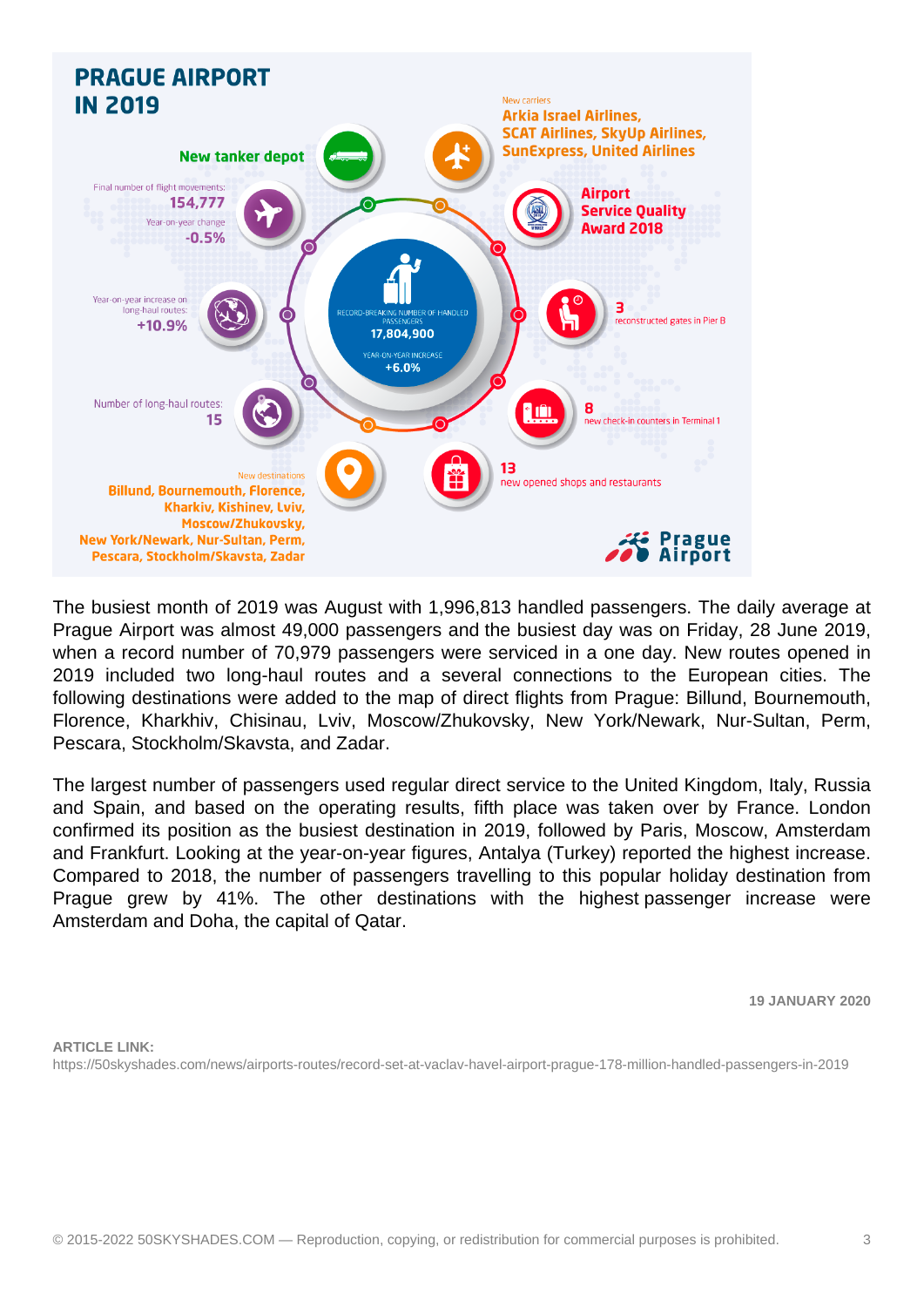**PRAGUE AIRPORT IN 2019**

New tanker depot

Final number of flight movements: 154,777
Year-on-year change -0.5%

Year-on-year increase on long-haul routes: +10.9%

Number of long-haul routes: 15

New destinations
Billund, Bournemouth, Florence, Kharkiv, Kishinev, Lviv, Moscow/Zhukovsky, New York/Newark, Nur-Sultan, Perm, Pescara, Stockholm/Skavsta, Zadar

RECORD-BREAKING NUMBER OF HANDLED PASSENGERS
17,804,900
YEAR-ON-YEAR INCREASE
+6.0%

New carriers
Arkia Israel Airlines, SCAT Airlines, SkyUp Airlines, SunExpress, United Airlines

Airport Service Quality Award 2018

3 reconstructed gates in Pier B

8 new check-in counters in Terminal 1

13 new opened shops and restaurants

Prague Airport

The busiest month of 2019 was August with 1,996,813 handled passengers. The daily average at Prague Airport was almost 49,000 passengers and the busiest day was on Friday, 28 June 2019, when a record number of 70,979 passengers were serviced in a one day. New routes opened in 2019 included two long-haul routes and a several connections to the European cities. The following destinations were added to the map of direct flights from Prague: Billund, Bournemouth, Florence, Kharkhiv, Chisinau, Lviv, Moscow/Zhukovsky, New York/Newark, Nur-Sultan, Perm, Pescara, Stockholm/Skavsta, and Zadar.

The largest number of passengers used regular direct service to the United Kingdom, Italy, Russia and Spain, and based on the operating results, fifth place was taken over by France. London confirmed its position as the busiest destination in 2019, followed by Paris, Moscow, Amsterdam and Frankfurt. Looking at the year-on-year figures, Antalya (Turkey) reported the highest increase. Compared to 2018, the number of passengers travelling to this popular holiday destination from Prague grew by 41%. The other destinations with the highest passenger increase were Amsterdam and Doha, the capital of Qatar.

**19 JANUARY 2020**

**ARTICLE LINK:**
https://50skyshades.com/news/airports-routes/record-set-at-vaclav-havel-airport-prague-178-million-handled-passengers-in-2019